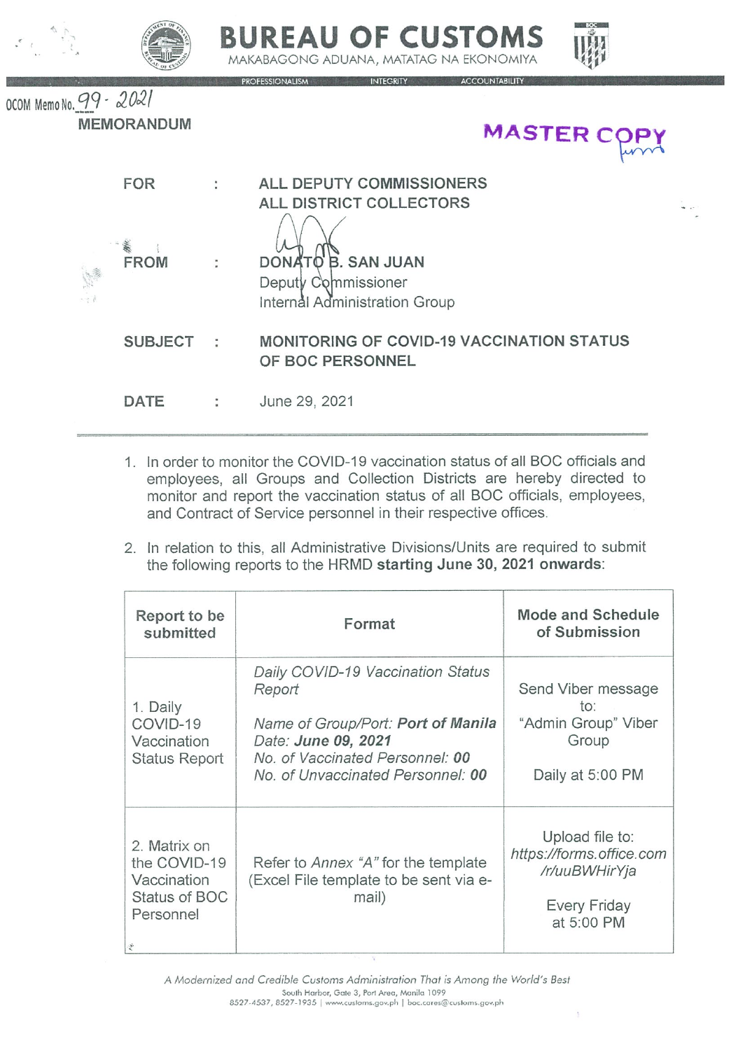# BUREAU OF CUSTOMS

MAKABAGONG ADUANA, MATATAG NA EKONOMIYA

PROFESSIONALISM INTEGRITY ACCOUNTABILITY

OCOM Memo No. 99 - 2021

**MEMORANDUM**

MASTER COPY

| | | |
|---|---|---|
| **FOR** | : | **ALL DEPUTY COMMISSIONERS**<br>**ALL DISTRICT COLLECTORS** |
| **FROM** | : | **DONATO B. SAN JUAN**<br>Deputy Commissioner<br>Internal Administration Group |
| **SUBJECT** | : | **MONITORING OF COVID-19 VACCINATION STATUS OF BOC PERSONNEL** |
| **DATE** | : | June 29, 2021 |

---

1. In order to monitor the COVID-19 vaccination status of all BOC officials and employees, all Groups and Collection Districts are hereby directed to monitor and report the vaccination status of all BOC officials, employees, and Contract of Service personnel in their respective offices.

2. In relation to this, all Administrative Divisions/Units are required to submit the following reports to the HRMD **starting June 30, 2021 onwards**:

| Report to be submitted | Format | Mode and Schedule of Submission |
|---|---|---|
| 1. Daily COVID-19 Vaccination Status Report | *Daily COVID-19 Vaccination Status Report*<br><br>*Name of Group/Port:* ***Port of Manila***<br>*Date:* ***June 09, 2021***<br>*No. of Vaccinated Personnel:* ***00***<br>*No. of Unvaccinated Personnel:* ***00*** | Send Viber message to: "Admin Group" Viber Group<br><br>Daily at 5:00 PM |
| 2. Matrix on the COVID-19 Vaccination Status of BOC Personnel | Refer to *Annex "A"* for the template (Excel File template to be sent via e-mail) | Upload file to: *https://forms.office.com/r/uuBWHirYja*<br><br>Every Friday at 5:00 PM |

*A Modernized and Credible Customs Administration That is Among the World's Best*

South Harbor, Gate 3, Port Area, Manila 1099

8527-4537, 8527-1935 | www.customs.gov.ph | boc.cares@customs.gov.ph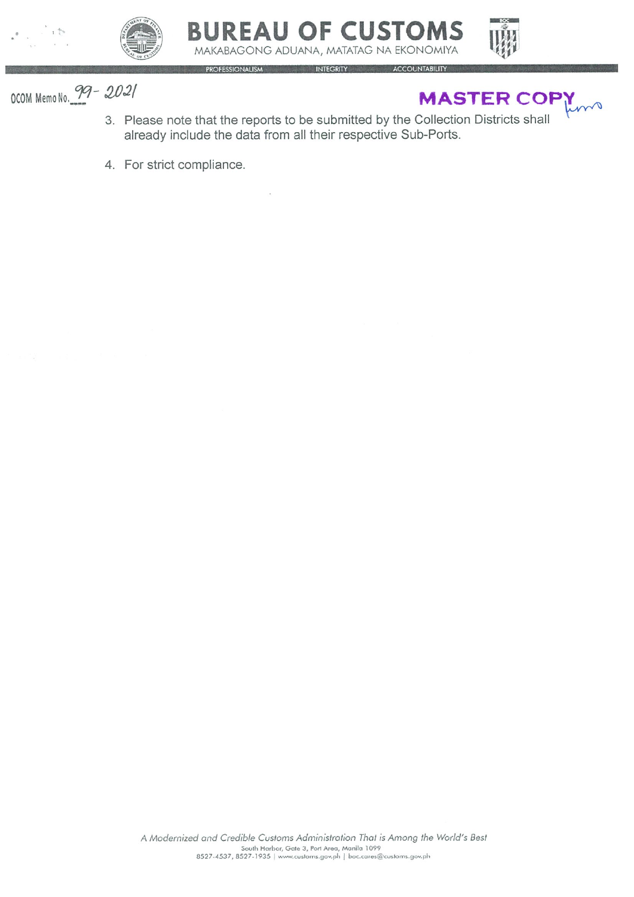OCOM Memo No. 99- 2021

3. Please note that the reports to be submitted by the Collection Districts shall already include the data from all their respective Sub-Ports.

4. For strict compliance.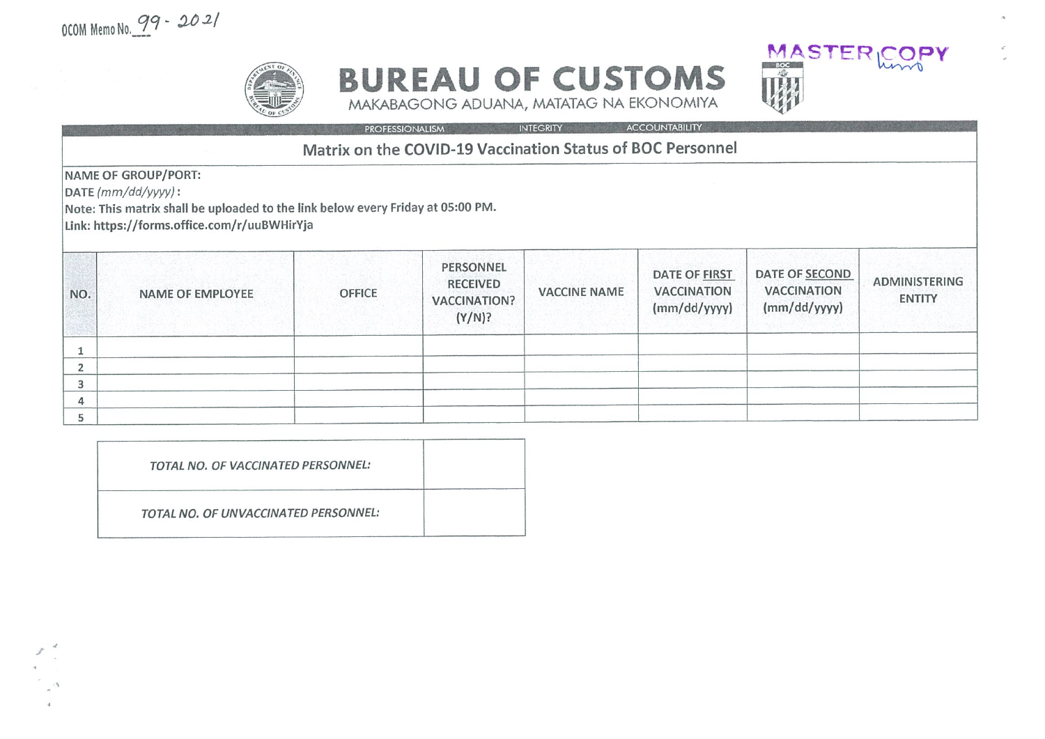OCOM Memo No. 99 - 2021

MASTER COPY

# BUREAU OF CUSTOMS

MAKABAGONG ADUANA, MATATAG NA EKONOMIYA

PROFESSIONALISM INTEGRITY ACCOUNTABILITY

## Matrix on the COVID-19 Vaccination Status of BOC Personnel

**NAME OF GROUP/PORT:**

**DATE** *(mm/dd/yyyy)* **:**

**Note: This matrix shall be uploaded to the link below every Friday at 05:00 PM.**

**Link: https://forms.office.com/r/uuBWHirYja**

| NO. | NAME OF EMPLOYEE | OFFICE | PERSONNEL RECEIVED VACCINATION? (Y/N)? | VACCINE NAME | DATE OF FIRST VACCINATION (mm/dd/yyyy) | DATE OF SECOND VACCINATION (mm/dd/yyyy) | ADMINISTERING ENTITY |
|---|---|---|---|---|---|---|---|
| 1 | | | | | | | |
| 2 | | | | | | | |
| 3 | | | | | | | |
| 4 | | | | | | | |
| 5 | | | | | | | |

| | |
|---|---|
| *TOTAL NO. OF VACCINATED PERSONNEL:* | |
| *TOTAL NO. OF UNVACCINATED PERSONNEL:* | |